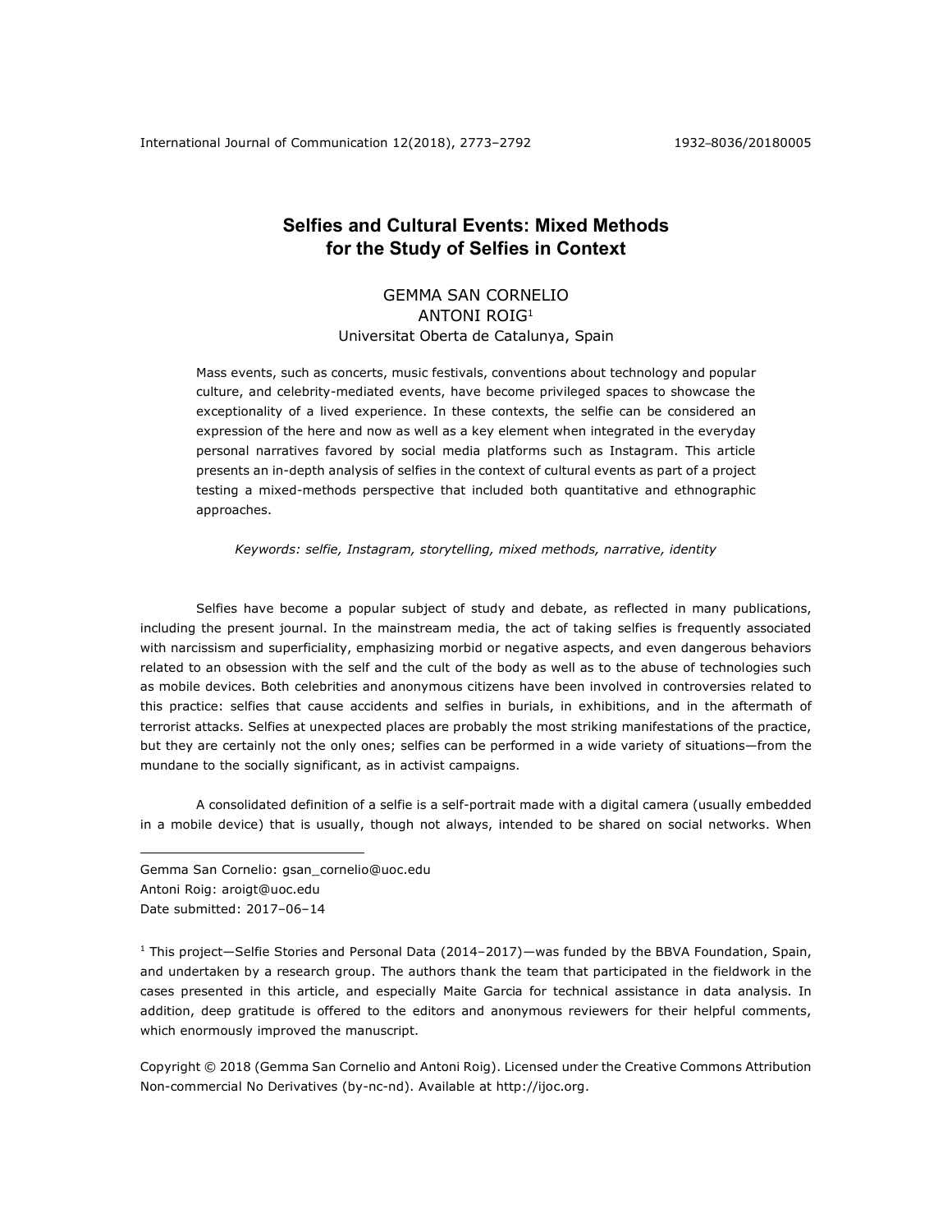# Selfies and Cultural Events: Mixed Methods for the Study of Selfies in Context

GEMMA SAN CORNELIO
ANTONI ROIG[1]
Universitat Oberta de Catalunya, Spain

Mass events, such as concerts, music festivals, conventions about technology and popular culture, and celebrity-mediated events, have become privileged spaces to showcase the exceptionality of a lived experience. In these contexts, the selfie can be considered an expression of the here and now as well as a key element when integrated in the everyday personal narratives favored by social media platforms such as Instagram. This article presents an in-depth analysis of selfies in the context of cultural events as part of a project testing a mixed-methods perspective that included both quantitative and ethnographic approaches.

*Keywords: selfie, Instagram, storytelling, mixed methods, narrative, identity*

Selfies have become a popular subject of study and debate, as reflected in many publications, including the present journal. In the mainstream media, the act of taking selfies is frequently associated with narcissism and superficiality, emphasizing morbid or negative aspects, and even dangerous behaviors related to an obsession with the self and the cult of the body as well as to the abuse of technologies such as mobile devices. Both celebrities and anonymous citizens have been involved in controversies related to this practice: selfies that cause accidents and selfies in burials, in exhibitions, and in the aftermath of terrorist attacks. Selfies at unexpected places are probably the most striking manifestations of the practice, but they are certainly not the only ones; selfies can be performed in a wide variety of situations—from the mundane to the socially significant, as in activist campaigns.

A consolidated definition of a selfie is a self-portrait made with a digital camera (usually embedded in a mobile device) that is usually, though not always, intended to be shared on social networks. When

---

Gemma San Cornelio: gsan_cornelio@uoc.edu
Antoni Roig: aroigt@uoc.edu
Date submitted: 2017–06–14

[1] This project—Selfie Stories and Personal Data (2014–2017)—was funded by the BBVA Foundation, Spain, and undertaken by a research group. The authors thank the team that participated in the fieldwork in the cases presented in this article, and especially Maite Garcia for technical assistance in data analysis. In addition, deep gratitude is offered to the editors and anonymous reviewers for their helpful comments, which enormously improved the manuscript.

Copyright © 2018 (Gemma San Cornelio and Antoni Roig). Licensed under the Creative Commons Attribution Non-commercial No Derivatives (by-nc-nd). Available at http://ijoc.org.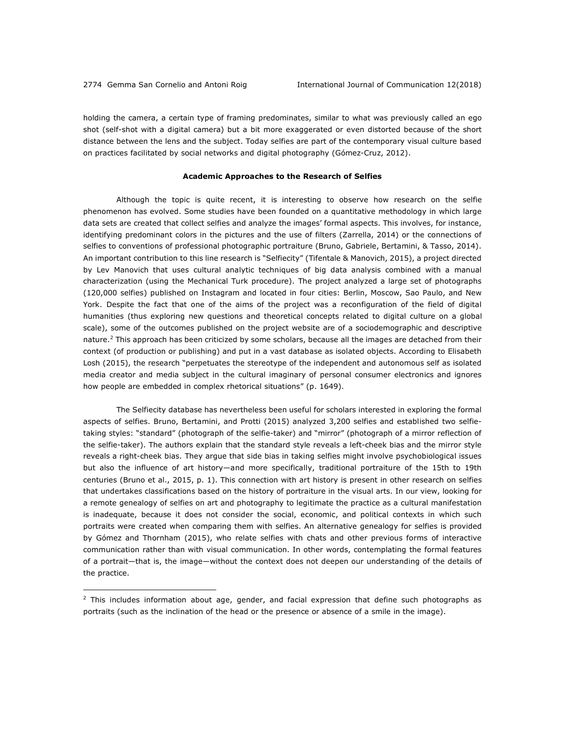holding the camera, a certain type of framing predominates, similar to what was previously called an ego shot (self-shot with a digital camera) but a bit more exaggerated or even distorted because of the short distance between the lens and the subject. Today selfies are part of the contemporary visual culture based on practices facilitated by social networks and digital photography (Gómez-Cruz, 2012).

## Academic Approaches to the Research of Selfies

Although the topic is quite recent, it is interesting to observe how research on the selfie phenomenon has evolved. Some studies have been founded on a quantitative methodology in which large data sets are created that collect selfies and analyze the images' formal aspects. This involves, for instance, identifying predominant colors in the pictures and the use of filters (Zarrella, 2014) or the connections of selfies to conventions of professional photographic portraiture (Bruno, Gabriele, Bertamini, & Tasso, 2014). An important contribution to this line research is "Selfiecity" (Tifentale & Manovich, 2015), a project directed by Lev Manovich that uses cultural analytic techniques of big data analysis combined with a manual characterization (using the Mechanical Turk procedure). The project analyzed a large set of photographs (120,000 selfies) published on Instagram and located in four cities: Berlin, Moscow, Sao Paulo, and New York. Despite the fact that one of the aims of the project was a reconfiguration of the field of digital humanities (thus exploring new questions and theoretical concepts related to digital culture on a global scale), some of the outcomes published on the project website are of a sociodemographic and descriptive nature.[2] This approach has been criticized by some scholars, because all the images are detached from their context (of production or publishing) and put in a vast database as isolated objects. According to Elisabeth Losh (2015), the research "perpetuates the stereotype of the independent and autonomous self as isolated media creator and media subject in the cultural imaginary of personal consumer electronics and ignores how people are embedded in complex rhetorical situations" (p. 1649).

The Selfiecity database has nevertheless been useful for scholars interested in exploring the formal aspects of selfies. Bruno, Bertamini, and Protti (2015) analyzed 3,200 selfies and established two selfie-taking styles: "standard" (photograph of the selfie-taker) and "mirror" (photograph of a mirror reflection of the selfie-taker). The authors explain that the standard style reveals a left-cheek bias and the mirror style reveals a right-cheek bias. They argue that side bias in taking selfies might involve psychobiological issues but also the influence of art history—and more specifically, traditional portraiture of the 15th to 19th centuries (Bruno et al., 2015, p. 1). This connection with art history is present in other research on selfies that undertakes classifications based on the history of portraiture in the visual arts. In our view, looking for a remote genealogy of selfies on art and photography to legitimate the practice as a cultural manifestation is inadequate, because it does not consider the social, economic, and political contexts in which such portraits were created when comparing them with selfies. An alternative genealogy for selfies is provided by Gómez and Thornham (2015), who relate selfies with chats and other previous forms of interactive communication rather than with visual communication. In other words, contemplating the formal features of a portrait—that is, the image—without the context does not deepen our understanding of the details of the practice.

---

[2] This includes information about age, gender, and facial expression that define such photographs as portraits (such as the inclination of the head or the presence or absence of a smile in the image).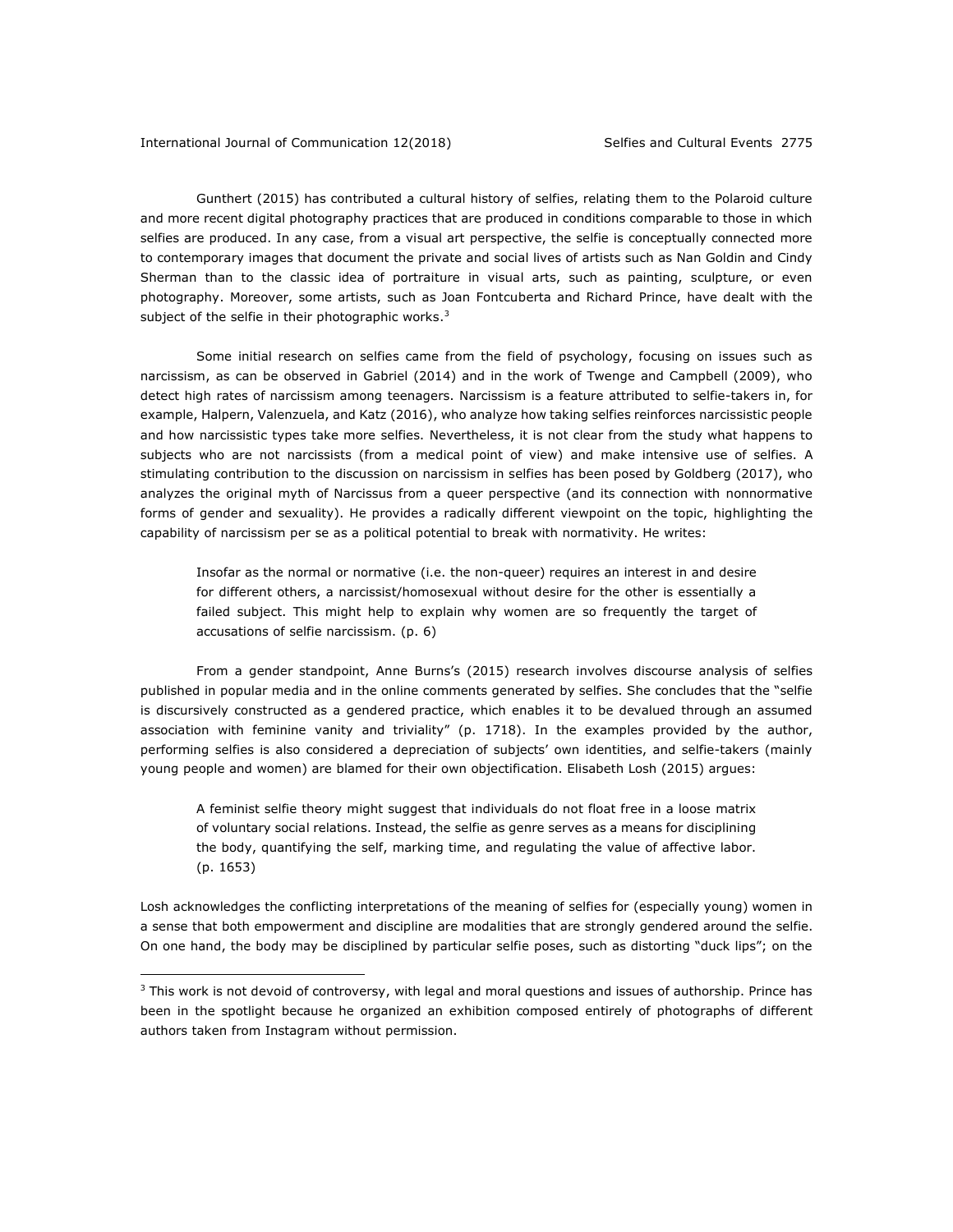Gunthert (2015) has contributed a cultural history of selfies, relating them to the Polaroid culture and more recent digital photography practices that are produced in conditions comparable to those in which selfies are produced. In any case, from a visual art perspective, the selfie is conceptually connected more to contemporary images that document the private and social lives of artists such as Nan Goldin and Cindy Sherman than to the classic idea of portraiture in visual arts, such as painting, sculpture, or even photography. Moreover, some artists, such as Joan Fontcuberta and Richard Prince, have dealt with the subject of the selfie in their photographic works.[3]

Some initial research on selfies came from the field of psychology, focusing on issues such as narcissism, as can be observed in Gabriel (2014) and in the work of Twenge and Campbell (2009), who detect high rates of narcissism among teenagers. Narcissism is a feature attributed to selfie-takers in, for example, Halpern, Valenzuela, and Katz (2016), who analyze how taking selfies reinforces narcissistic people and how narcissistic types take more selfies. Nevertheless, it is not clear from the study what happens to subjects who are not narcissists (from a medical point of view) and make intensive use of selfies. A stimulating contribution to the discussion on narcissism in selfies has been posed by Goldberg (2017), who analyzes the original myth of Narcissus from a queer perspective (and its connection with nonnormative forms of gender and sexuality). He provides a radically different viewpoint on the topic, highlighting the capability of narcissism per se as a political potential to break with normativity. He writes:

> Insofar as the normal or normative (i.e. the non-queer) requires an interest in and desire for different others, a narcissist/homosexual without desire for the other is essentially a failed subject. This might help to explain why women are so frequently the target of accusations of selfie narcissism. (p. 6)

From a gender standpoint, Anne Burns's (2015) research involves discourse analysis of selfies published in popular media and in the online comments generated by selfies. She concludes that the "selfie is discursively constructed as a gendered practice, which enables it to be devalued through an assumed association with feminine vanity and triviality" (p. 1718). In the examples provided by the author, performing selfies is also considered a depreciation of subjects' own identities, and selfie-takers (mainly young people and women) are blamed for their own objectification. Elisabeth Losh (2015) argues:

> A feminist selfie theory might suggest that individuals do not float free in a loose matrix of voluntary social relations. Instead, the selfie as genre serves as a means for disciplining the body, quantifying the self, marking time, and regulating the value of affective labor. (p. 1653)

Losh acknowledges the conflicting interpretations of the meaning of selfies for (especially young) women in a sense that both empowerment and discipline are modalities that are strongly gendered around the selfie. On one hand, the body may be disciplined by particular selfie poses, such as distorting "duck lips"; on the

---

[3] This work is not devoid of controversy, with legal and moral questions and issues of authorship. Prince has been in the spotlight because he organized an exhibition composed entirely of photographs of different authors taken from Instagram without permission.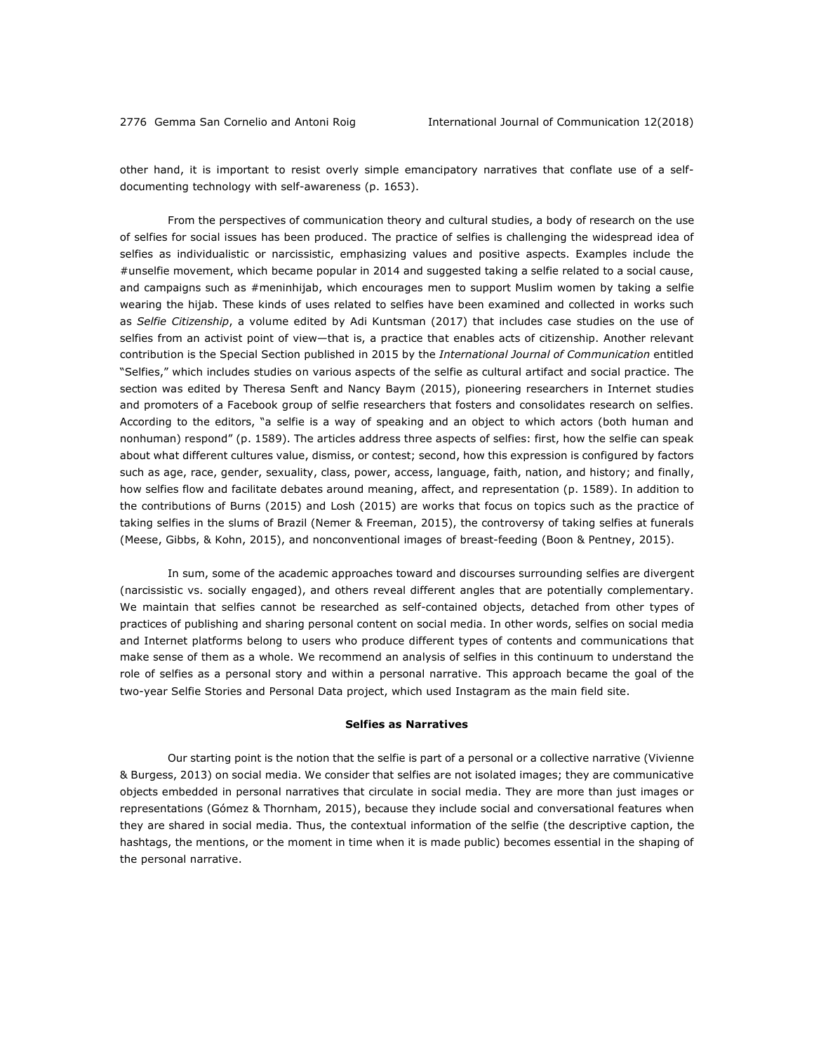other hand, it is important to resist overly simple emancipatory narratives that conflate use of a self-documenting technology with self-awareness (p. 1653).

From the perspectives of communication theory and cultural studies, a body of research on the use of selfies for social issues has been produced. The practice of selfies is challenging the widespread idea of selfies as individualistic or narcissistic, emphasizing values and positive aspects. Examples include the #unselfie movement, which became popular in 2014 and suggested taking a selfie related to a social cause, and campaigns such as #meninhijab, which encourages men to support Muslim women by taking a selfie wearing the hijab. These kinds of uses related to selfies have been examined and collected in works such as *Selfie Citizenship*, a volume edited by Adi Kuntsman (2017) that includes case studies on the use of selfies from an activist point of view—that is, a practice that enables acts of citizenship. Another relevant contribution is the Special Section published in 2015 by the *International Journal of Communication* entitled "Selfies," which includes studies on various aspects of the selfie as cultural artifact and social practice. The section was edited by Theresa Senft and Nancy Baym (2015), pioneering researchers in Internet studies and promoters of a Facebook group of selfie researchers that fosters and consolidates research on selfies. According to the editors, "a selfie is a way of speaking and an object to which actors (both human and nonhuman) respond" (p. 1589). The articles address three aspects of selfies: first, how the selfie can speak about what different cultures value, dismiss, or contest; second, how this expression is configured by factors such as age, race, gender, sexuality, class, power, access, language, faith, nation, and history; and finally, how selfies flow and facilitate debates around meaning, affect, and representation (p. 1589). In addition to the contributions of Burns (2015) and Losh (2015) are works that focus on topics such as the practice of taking selfies in the slums of Brazil (Nemer & Freeman, 2015), the controversy of taking selfies at funerals (Meese, Gibbs, & Kohn, 2015), and nonconventional images of breast-feeding (Boon & Pentney, 2015).

In sum, some of the academic approaches toward and discourses surrounding selfies are divergent (narcissistic vs. socially engaged), and others reveal different angles that are potentially complementary. We maintain that selfies cannot be researched as self-contained objects, detached from other types of practices of publishing and sharing personal content on social media. In other words, selfies on social media and Internet platforms belong to users who produce different types of contents and communications that make sense of them as a whole. We recommend an analysis of selfies in this continuum to understand the role of selfies as a personal story and within a personal narrative. This approach became the goal of the two-year Selfie Stories and Personal Data project, which used Instagram as the main field site.

## Selfies as Narratives

Our starting point is the notion that the selfie is part of a personal or a collective narrative (Vivienne & Burgess, 2013) on social media. We consider that selfies are not isolated images; they are communicative objects embedded in personal narratives that circulate in social media. They are more than just images or representations (Gómez & Thornham, 2015), because they include social and conversational features when they are shared in social media. Thus, the contextual information of the selfie (the descriptive caption, the hashtags, the mentions, or the moment in time when it is made public) becomes essential in the shaping of the personal narrative.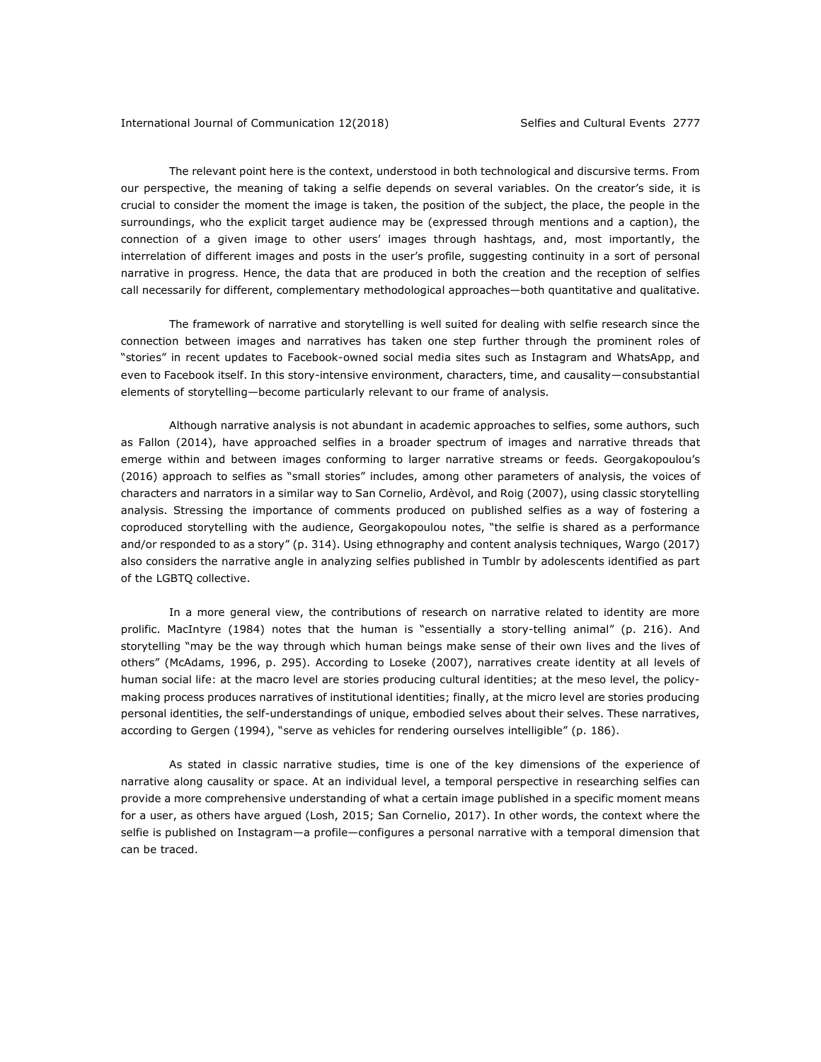The relevant point here is the context, understood in both technological and discursive terms. From our perspective, the meaning of taking a selfie depends on several variables. On the creator's side, it is crucial to consider the moment the image is taken, the position of the subject, the place, the people in the surroundings, who the explicit target audience may be (expressed through mentions and a caption), the connection of a given image to other users' images through hashtags, and, most importantly, the interrelation of different images and posts in the user's profile, suggesting continuity in a sort of personal narrative in progress. Hence, the data that are produced in both the creation and the reception of selfies call necessarily for different, complementary methodological approaches—both quantitative and qualitative.

The framework of narrative and storytelling is well suited for dealing with selfie research since the connection between images and narratives has taken one step further through the prominent roles of "stories" in recent updates to Facebook-owned social media sites such as Instagram and WhatsApp, and even to Facebook itself. In this story-intensive environment, characters, time, and causality—consubstantial elements of storytelling—become particularly relevant to our frame of analysis.

Although narrative analysis is not abundant in academic approaches to selfies, some authors, such as Fallon (2014), have approached selfies in a broader spectrum of images and narrative threads that emerge within and between images conforming to larger narrative streams or feeds. Georgakopoulou's (2016) approach to selfies as "small stories" includes, among other parameters of analysis, the voices of characters and narrators in a similar way to San Cornelio, Ardèvol, and Roig (2007), using classic storytelling analysis. Stressing the importance of comments produced on published selfies as a way of fostering a coproduced storytelling with the audience, Georgakopoulou notes, "the selfie is shared as a performance and/or responded to as a story" (p. 314). Using ethnography and content analysis techniques, Wargo (2017) also considers the narrative angle in analyzing selfies published in Tumblr by adolescents identified as part of the LGBTQ collective.

In a more general view, the contributions of research on narrative related to identity are more prolific. MacIntyre (1984) notes that the human is "essentially a story-telling animal" (p. 216). And storytelling "may be the way through which human beings make sense of their own lives and the lives of others" (McAdams, 1996, p. 295). According to Loseke (2007), narratives create identity at all levels of human social life: at the macro level are stories producing cultural identities; at the meso level, the policy-making process produces narratives of institutional identities; finally, at the micro level are stories producing personal identities, the self-understandings of unique, embodied selves about their selves. These narratives, according to Gergen (1994), "serve as vehicles for rendering ourselves intelligible" (p. 186).

As stated in classic narrative studies, time is one of the key dimensions of the experience of narrative along causality or space. At an individual level, a temporal perspective in researching selfies can provide a more comprehensive understanding of what a certain image published in a specific moment means for a user, as others have argued (Losh, 2015; San Cornelio, 2017). In other words, the context where the selfie is published on Instagram—a profile—configures a personal narrative with a temporal dimension that can be traced.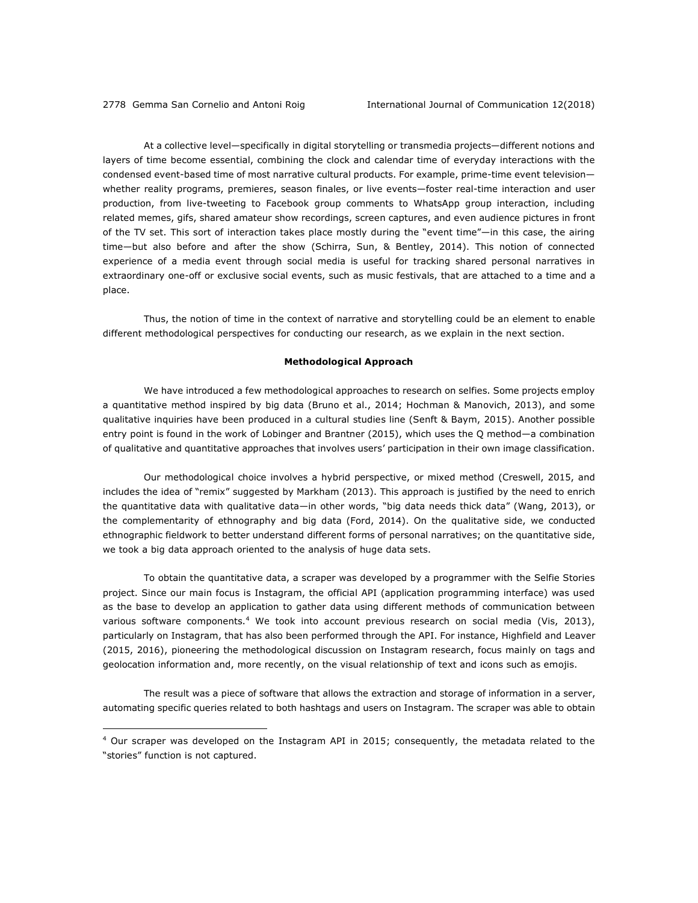At a collective level—specifically in digital storytelling or transmedia projects—different notions and layers of time become essential, combining the clock and calendar time of everyday interactions with the condensed event-based time of most narrative cultural products. For example, prime-time event television—whether reality programs, premieres, season finales, or live events—foster real-time interaction and user production, from live-tweeting to Facebook group comments to WhatsApp group interaction, including related memes, gifs, shared amateur show recordings, screen captures, and even audience pictures in front of the TV set. This sort of interaction takes place mostly during the "event time"—in this case, the airing time—but also before and after the show (Schirra, Sun, & Bentley, 2014). This notion of connected experience of a media event through social media is useful for tracking shared personal narratives in extraordinary one-off or exclusive social events, such as music festivals, that are attached to a time and a place.

Thus, the notion of time in the context of narrative and storytelling could be an element to enable different methodological perspectives for conducting our research, as we explain in the next section.

## Methodological Approach

We have introduced a few methodological approaches to research on selfies. Some projects employ a quantitative method inspired by big data (Bruno et al., 2014; Hochman & Manovich, 2013), and some qualitative inquiries have been produced in a cultural studies line (Senft & Baym, 2015). Another possible entry point is found in the work of Lobinger and Brantner (2015), which uses the Q method—a combination of qualitative and quantitative approaches that involves users' participation in their own image classification.

Our methodological choice involves a hybrid perspective, or mixed method (Creswell, 2015, and includes the idea of "remix" suggested by Markham (2013). This approach is justified by the need to enrich the quantitative data with qualitative data—in other words, "big data needs thick data" (Wang, 2013), or the complementarity of ethnography and big data (Ford, 2014). On the qualitative side, we conducted ethnographic fieldwork to better understand different forms of personal narratives; on the quantitative side, we took a big data approach oriented to the analysis of huge data sets.

To obtain the quantitative data, a scraper was developed by a programmer with the Selfie Stories project. Since our main focus is Instagram, the official API (application programming interface) was used as the base to develop an application to gather data using different methods of communication between various software components.[4] We took into account previous research on social media (Vis, 2013), particularly on Instagram, that has also been performed through the API. For instance, Highfield and Leaver (2015, 2016), pioneering the methodological discussion on Instagram research, focus mainly on tags and geolocation information and, more recently, on the visual relationship of text and icons such as emojis.

The result was a piece of software that allows the extraction and storage of information in a server, automating specific queries related to both hashtags and users on Instagram. The scraper was able to obtain

[4] Our scraper was developed on the Instagram API in 2015; consequently, the metadata related to the "stories" function is not captured.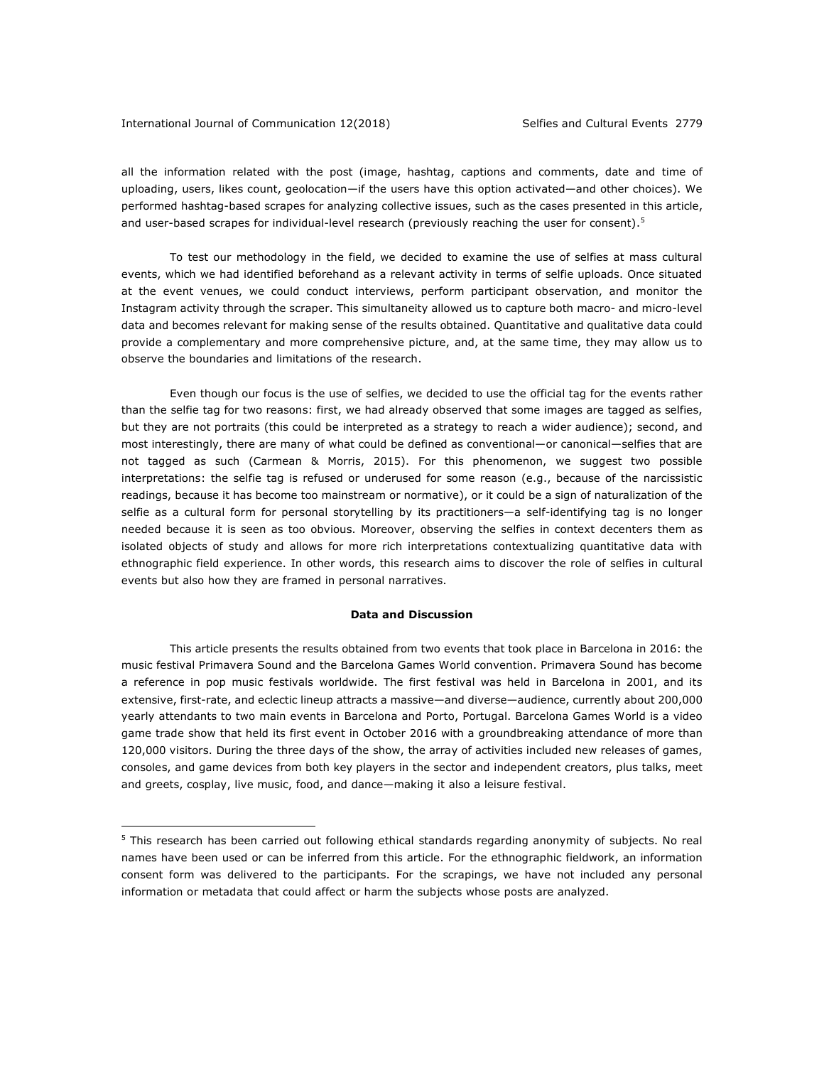all the information related with the post (image, hashtag, captions and comments, date and time of uploading, users, likes count, geolocation—if the users have this option activated—and other choices). We performed hashtag-based scrapes for analyzing collective issues, such as the cases presented in this article, and user-based scrapes for individual-level research (previously reaching the user for consent).[5]

To test our methodology in the field, we decided to examine the use of selfies at mass cultural events, which we had identified beforehand as a relevant activity in terms of selfie uploads. Once situated at the event venues, we could conduct interviews, perform participant observation, and monitor the Instagram activity through the scraper. This simultaneity allowed us to capture both macro- and micro-level data and becomes relevant for making sense of the results obtained. Quantitative and qualitative data could provide a complementary and more comprehensive picture, and, at the same time, they may allow us to observe the boundaries and limitations of the research.

Even though our focus is the use of selfies, we decided to use the official tag for the events rather than the selfie tag for two reasons: first, we had already observed that some images are tagged as selfies, but they are not portraits (this could be interpreted as a strategy to reach a wider audience); second, and most interestingly, there are many of what could be defined as conventional—or canonical—selfies that are not tagged as such (Carmean & Morris, 2015). For this phenomenon, we suggest two possible interpretations: the selfie tag is refused or underused for some reason (e.g., because of the narcissistic readings, because it has become too mainstream or normative), or it could be a sign of naturalization of the selfie as a cultural form for personal storytelling by its practitioners—a self-identifying tag is no longer needed because it is seen as too obvious. Moreover, observing the selfies in context decenters them as isolated objects of study and allows for more rich interpretations contextualizing quantitative data with ethnographic field experience. In other words, this research aims to discover the role of selfies in cultural events but also how they are framed in personal narratives.

## Data and Discussion

This article presents the results obtained from two events that took place in Barcelona in 2016: the music festival Primavera Sound and the Barcelona Games World convention. Primavera Sound has become a reference in pop music festivals worldwide. The first festival was held in Barcelona in 2001, and its extensive, first-rate, and eclectic lineup attracts a massive—and diverse—audience, currently about 200,000 yearly attendants to two main events in Barcelona and Porto, Portugal. Barcelona Games World is a video game trade show that held its first event in October 2016 with a groundbreaking attendance of more than 120,000 visitors. During the three days of the show, the array of activities included new releases of games, consoles, and game devices from both key players in the sector and independent creators, plus talks, meet and greets, cosplay, live music, food, and dance—making it also a leisure festival.

[5] This research has been carried out following ethical standards regarding anonymity of subjects. No real names have been used or can be inferred from this article. For the ethnographic fieldwork, an information consent form was delivered to the participants. For the scrapings, we have not included any personal information or metadata that could affect or harm the subjects whose posts are analyzed.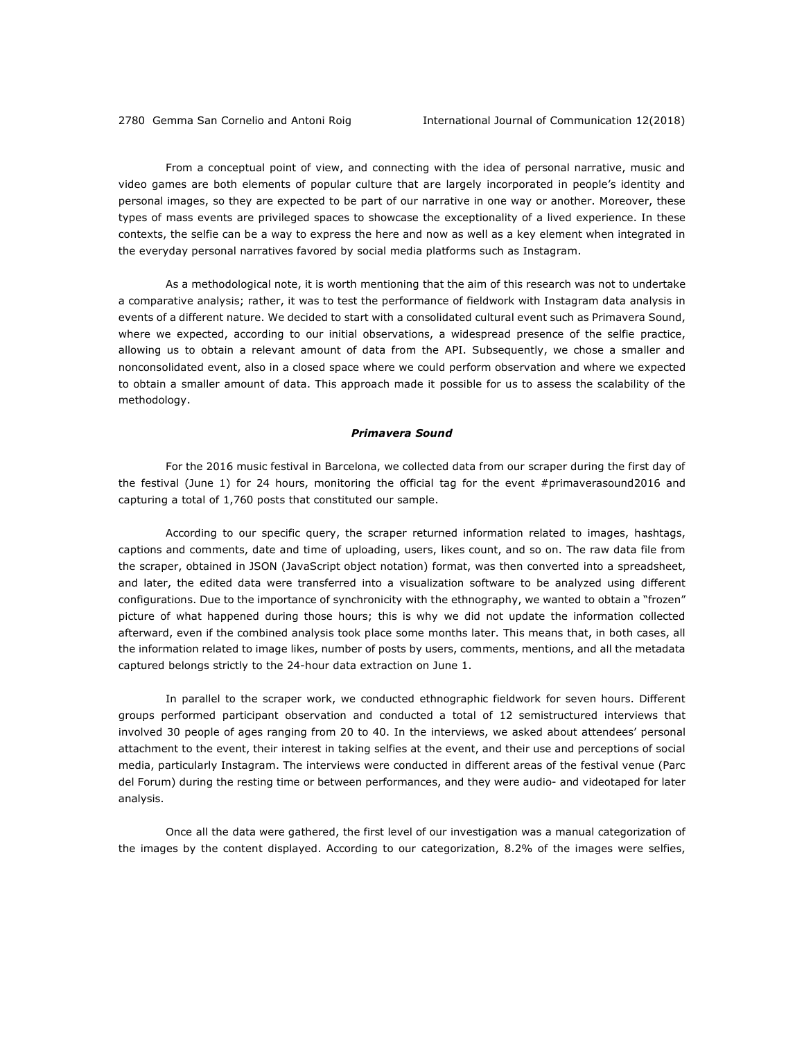From a conceptual point of view, and connecting with the idea of personal narrative, music and video games are both elements of popular culture that are largely incorporated in people's identity and personal images, so they are expected to be part of our narrative in one way or another. Moreover, these types of mass events are privileged spaces to showcase the exceptionality of a lived experience. In these contexts, the selfie can be a way to express the here and now as well as a key element when integrated in the everyday personal narratives favored by social media platforms such as Instagram.

As a methodological note, it is worth mentioning that the aim of this research was not to undertake a comparative analysis; rather, it was to test the performance of fieldwork with Instagram data analysis in events of a different nature. We decided to start with a consolidated cultural event such as Primavera Sound, where we expected, according to our initial observations, a widespread presence of the selfie practice, allowing us to obtain a relevant amount of data from the API. Subsequently, we chose a smaller and nonconsolidated event, also in a closed space where we could perform observation and where we expected to obtain a smaller amount of data. This approach made it possible for us to assess the scalability of the methodology.

### *Primavera Sound*

For the 2016 music festival in Barcelona, we collected data from our scraper during the first day of the festival (June 1) for 24 hours, monitoring the official tag for the event #primaverasound2016 and capturing a total of 1,760 posts that constituted our sample.

According to our specific query, the scraper returned information related to images, hashtags, captions and comments, date and time of uploading, users, likes count, and so on. The raw data file from the scraper, obtained in JSON (JavaScript object notation) format, was then converted into a spreadsheet, and later, the edited data were transferred into a visualization software to be analyzed using different configurations. Due to the importance of synchronicity with the ethnography, we wanted to obtain a "frozen" picture of what happened during those hours; this is why we did not update the information collected afterward, even if the combined analysis took place some months later. This means that, in both cases, all the information related to image likes, number of posts by users, comments, mentions, and all the metadata captured belongs strictly to the 24-hour data extraction on June 1.

In parallel to the scraper work, we conducted ethnographic fieldwork for seven hours. Different groups performed participant observation and conducted a total of 12 semistructured interviews that involved 30 people of ages ranging from 20 to 40. In the interviews, we asked about attendees' personal attachment to the event, their interest in taking selfies at the event, and their use and perceptions of social media, particularly Instagram. The interviews were conducted in different areas of the festival venue (Parc del Forum) during the resting time or between performances, and they were audio- and videotaped for later analysis.

Once all the data were gathered, the first level of our investigation was a manual categorization of the images by the content displayed. According to our categorization, 8.2% of the images were selfies,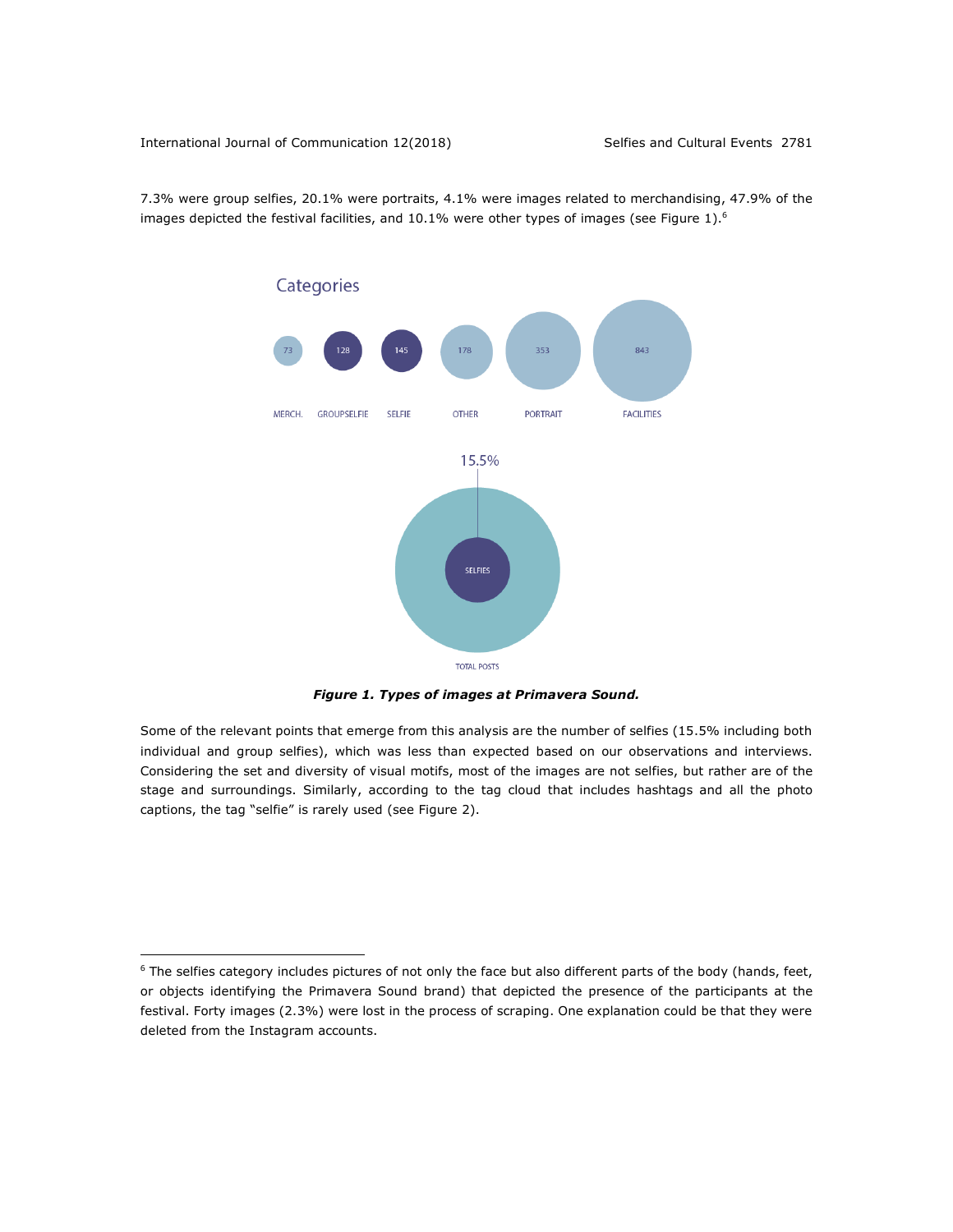7.3% were group selfies, 20.1% were portraits, 4.1% were images related to merchandising, 47.9% of the images depicted the festival facilities, and 10.1% were other types of images (see Figure 1).[6]

***Figure 1. Types of images at Primavera Sound.***

Some of the relevant points that emerge from this analysis are the number of selfies (15.5% including both individual and group selfies), which was less than expected based on our observations and interviews. Considering the set and diversity of visual motifs, most of the images are not selfies, but rather are of the stage and surroundings. Similarly, according to the tag cloud that includes hashtags and all the photo captions, the tag "selfie" is rarely used (see Figure 2).

[6] The selfies category includes pictures of not only the face but also different parts of the body (hands, feet, or objects identifying the Primavera Sound brand) that depicted the presence of the participants at the festival. Forty images (2.3%) were lost in the process of scraping. One explanation could be that they were deleted from the Instagram accounts.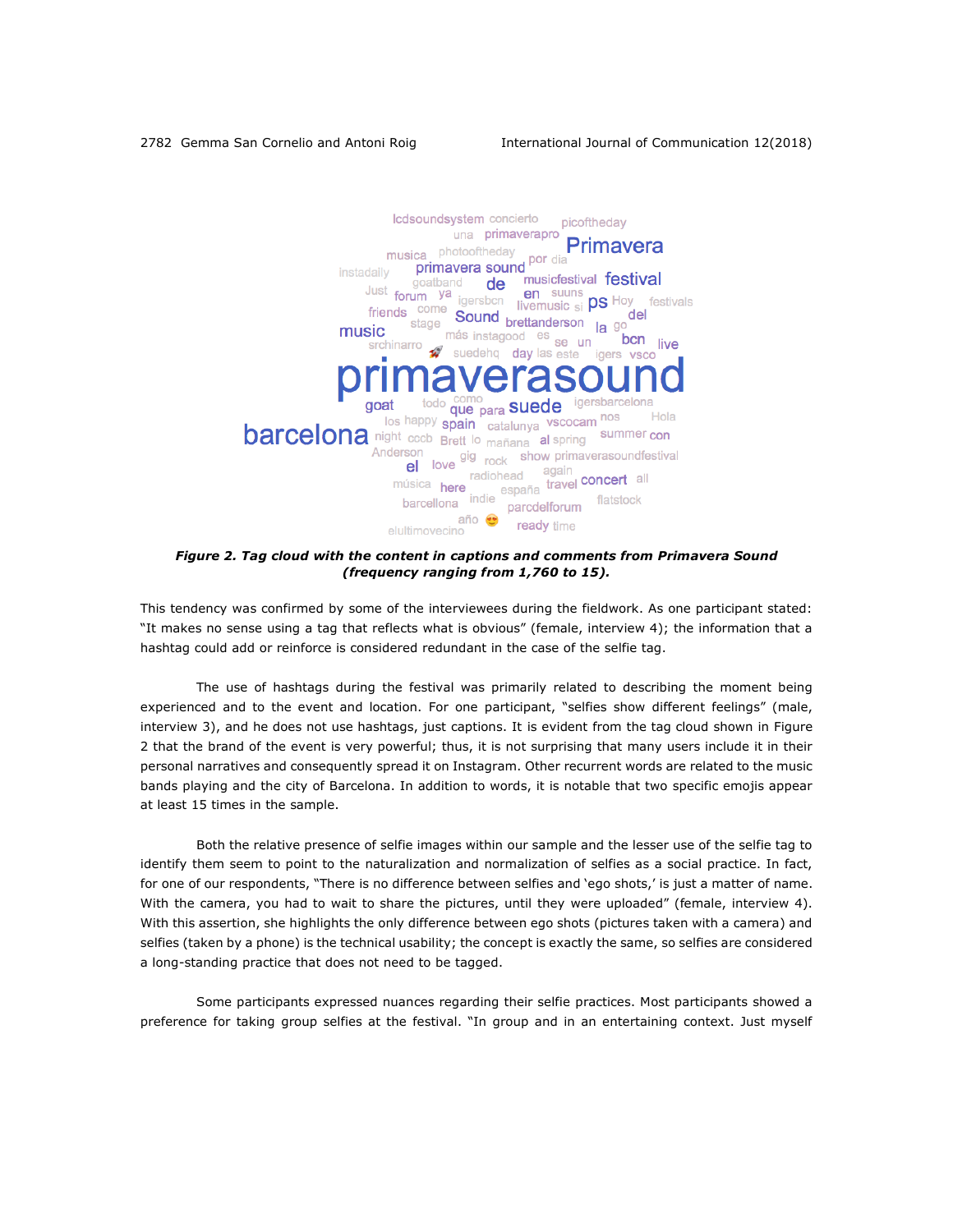***Figure 2. Tag cloud with the content in captions and comments from Primavera Sound (frequency ranging from 1,760 to 15).***

This tendency was confirmed by some of the interviewees during the fieldwork. As one participant stated: "It makes no sense using a tag that reflects what is obvious" (female, interview 4); the information that a hashtag could add or reinforce is considered redundant in the case of the selfie tag.

The use of hashtags during the festival was primarily related to describing the moment being experienced and to the event and location. For one participant, "selfies show different feelings" (male, interview 3), and he does not use hashtags, just captions. It is evident from the tag cloud shown in Figure 2 that the brand of the event is very powerful; thus, it is not surprising that many users include it in their personal narratives and consequently spread it on Instagram. Other recurrent words are related to the music bands playing and the city of Barcelona. In addition to words, it is notable that two specific emojis appear at least 15 times in the sample.

Both the relative presence of selfie images within our sample and the lesser use of the selfie tag to identify them seem to point to the naturalization and normalization of selfies as a social practice. In fact, for one of our respondents, "There is no difference between selfies and 'ego shots,' is just a matter of name. With the camera, you had to wait to share the pictures, until they were uploaded" (female, interview 4). With this assertion, she highlights the only difference between ego shots (pictures taken with a camera) and selfies (taken by a phone) is the technical usability; the concept is exactly the same, so selfies are considered a long-standing practice that does not need to be tagged.

Some participants expressed nuances regarding their selfie practices. Most participants showed a preference for taking group selfies at the festival. "In group and in an entertaining context. Just myself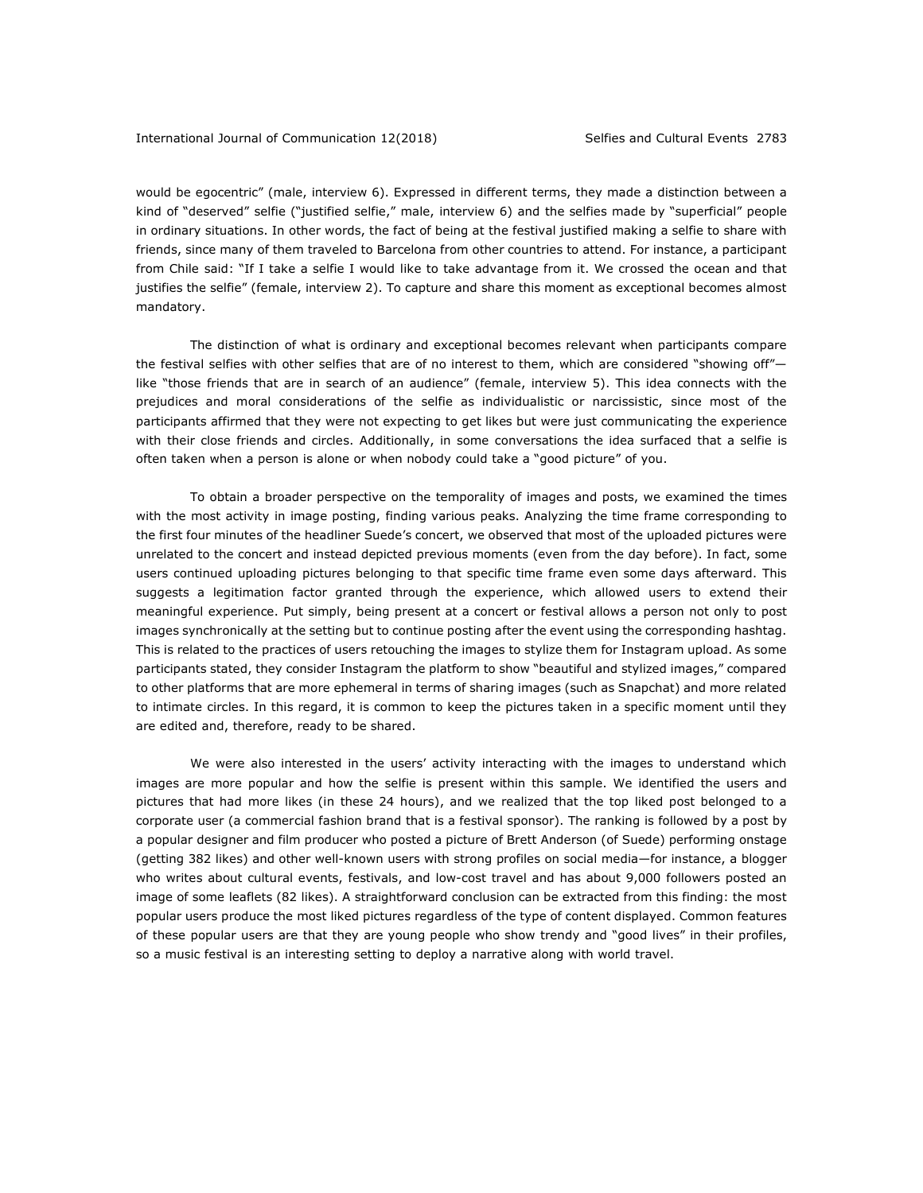would be egocentric" (male, interview 6). Expressed in different terms, they made a distinction between a kind of "deserved" selfie ("justified selfie," male, interview 6) and the selfies made by "superficial" people in ordinary situations. In other words, the fact of being at the festival justified making a selfie to share with friends, since many of them traveled to Barcelona from other countries to attend. For instance, a participant from Chile said: "If I take a selfie I would like to take advantage from it. We crossed the ocean and that justifies the selfie" (female, interview 2). To capture and share this moment as exceptional becomes almost mandatory.

The distinction of what is ordinary and exceptional becomes relevant when participants compare the festival selfies with other selfies that are of no interest to them, which are considered "showing off"—like "those friends that are in search of an audience" (female, interview 5). This idea connects with the prejudices and moral considerations of the selfie as individualistic or narcissistic, since most of the participants affirmed that they were not expecting to get likes but were just communicating the experience with their close friends and circles. Additionally, in some conversations the idea surfaced that a selfie is often taken when a person is alone or when nobody could take a "good picture" of you.

To obtain a broader perspective on the temporality of images and posts, we examined the times with the most activity in image posting, finding various peaks. Analyzing the time frame corresponding to the first four minutes of the headliner Suede's concert, we observed that most of the uploaded pictures were unrelated to the concert and instead depicted previous moments (even from the day before). In fact, some users continued uploading pictures belonging to that specific time frame even some days afterward. This suggests a legitimation factor granted through the experience, which allowed users to extend their meaningful experience. Put simply, being present at a concert or festival allows a person not only to post images synchronically at the setting but to continue posting after the event using the corresponding hashtag. This is related to the practices of users retouching the images to stylize them for Instagram upload. As some participants stated, they consider Instagram the platform to show "beautiful and stylized images," compared to other platforms that are more ephemeral in terms of sharing images (such as Snapchat) and more related to intimate circles. In this regard, it is common to keep the pictures taken in a specific moment until they are edited and, therefore, ready to be shared.

We were also interested in the users' activity interacting with the images to understand which images are more popular and how the selfie is present within this sample. We identified the users and pictures that had more likes (in these 24 hours), and we realized that the top liked post belonged to a corporate user (a commercial fashion brand that is a festival sponsor). The ranking is followed by a post by a popular designer and film producer who posted a picture of Brett Anderson (of Suede) performing onstage (getting 382 likes) and other well-known users with strong profiles on social media—for instance, a blogger who writes about cultural events, festivals, and low-cost travel and has about 9,000 followers posted an image of some leaflets (82 likes). A straightforward conclusion can be extracted from this finding: the most popular users produce the most liked pictures regardless of the type of content displayed. Common features of these popular users are that they are young people who show trendy and "good lives" in their profiles, so a music festival is an interesting setting to deploy a narrative along with world travel.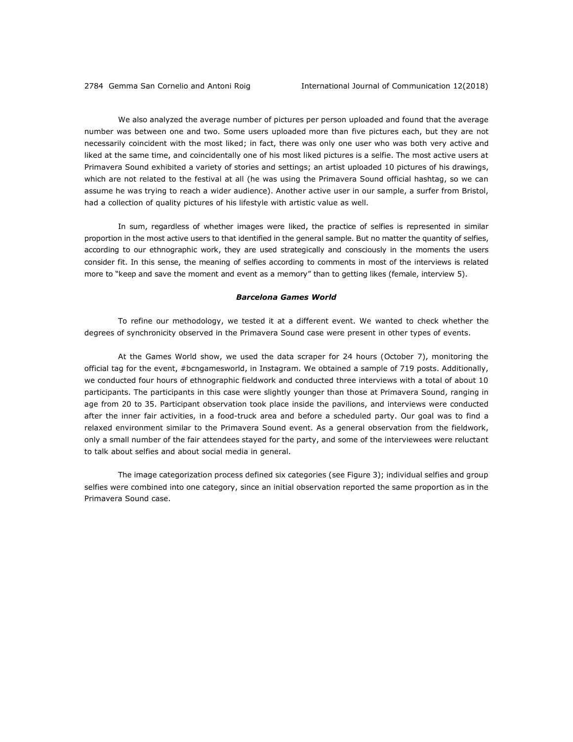We also analyzed the average number of pictures per person uploaded and found that the average number was between one and two. Some users uploaded more than five pictures each, but they are not necessarily coincident with the most liked; in fact, there was only one user who was both very active and liked at the same time, and coincidentally one of his most liked pictures is a selfie. The most active users at Primavera Sound exhibited a variety of stories and settings; an artist uploaded 10 pictures of his drawings, which are not related to the festival at all (he was using the Primavera Sound official hashtag, so we can assume he was trying to reach a wider audience). Another active user in our sample, a surfer from Bristol, had a collection of quality pictures of his lifestyle with artistic value as well.

In sum, regardless of whether images were liked, the practice of selfies is represented in similar proportion in the most active users to that identified in the general sample. But no matter the quantity of selfies, according to our ethnographic work, they are used strategically and consciously in the moments the users consider fit. In this sense, the meaning of selfies according to comments in most of the interviews is related more to "keep and save the moment and event as a memory" than to getting likes (female, interview 5).

### *Barcelona Games World*

To refine our methodology, we tested it at a different event. We wanted to check whether the degrees of synchronicity observed in the Primavera Sound case were present in other types of events.

At the Games World show, we used the data scraper for 24 hours (October 7), monitoring the official tag for the event, #bcngamesworld, in Instagram. We obtained a sample of 719 posts. Additionally, we conducted four hours of ethnographic fieldwork and conducted three interviews with a total of about 10 participants. The participants in this case were slightly younger than those at Primavera Sound, ranging in age from 20 to 35. Participant observation took place inside the pavilions, and interviews were conducted after the inner fair activities, in a food-truck area and before a scheduled party. Our goal was to find a relaxed environment similar to the Primavera Sound event. As a general observation from the fieldwork, only a small number of the fair attendees stayed for the party, and some of the interviewees were reluctant to talk about selfies and about social media in general.

The image categorization process defined six categories (see Figure 3); individual selfies and group selfies were combined into one category, since an initial observation reported the same proportion as in the Primavera Sound case.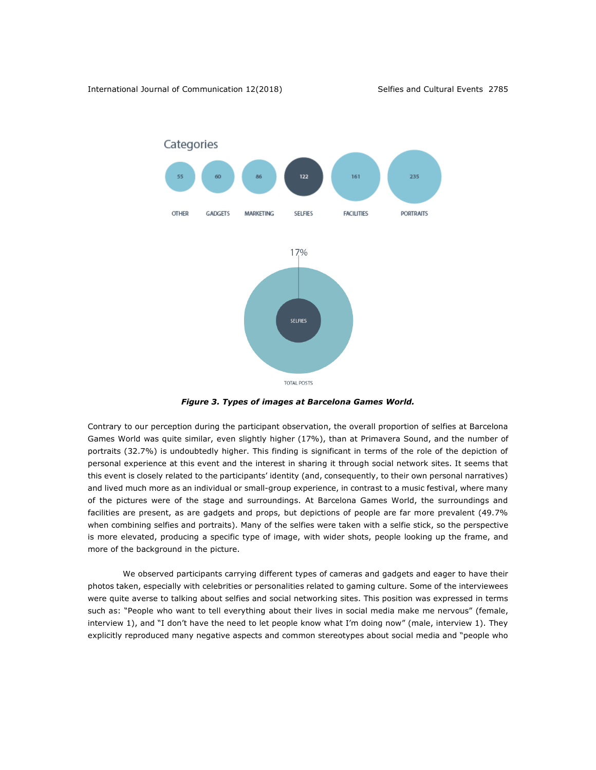Categories

| OTHER | GADGETS | MARKETING | SELFIES | FACILITIES | PORTRAITS |
|---|---|---|---|---|---|
| 55 | 60 | 86 | 122 | 161 | 235 |

17%

SELFIES

TOTAL POSTS

***Figure 3. Types of images at Barcelona Games World.***

Contrary to our perception during the participant observation, the overall proportion of selfies at Barcelona Games World was quite similar, even slightly higher (17%), than at Primavera Sound, and the number of portraits (32.7%) is undoubtedly higher. This finding is significant in terms of the role of the depiction of personal experience at this event and the interest in sharing it through social network sites. It seems that this event is closely related to the participants' identity (and, consequently, to their own personal narratives) and lived much more as an individual or small-group experience, in contrast to a music festival, where many of the pictures were of the stage and surroundings. At Barcelona Games World, the surroundings and facilities are present, as are gadgets and props, but depictions of people are far more prevalent (49.7% when combining selfies and portraits). Many of the selfies were taken with a selfie stick, so the perspective is more elevated, producing a specific type of image, with wider shots, people looking up the frame, and more of the background in the picture.

We observed participants carrying different types of cameras and gadgets and eager to have their photos taken, especially with celebrities or personalities related to gaming culture. Some of the interviewees were quite averse to talking about selfies and social networking sites. This position was expressed in terms such as: "People who want to tell everything about their lives in social media make me nervous" (female, interview 1), and "I don't have the need to let people know what I'm doing now" (male, interview 1). They explicitly reproduced many negative aspects and common stereotypes about social media and "people who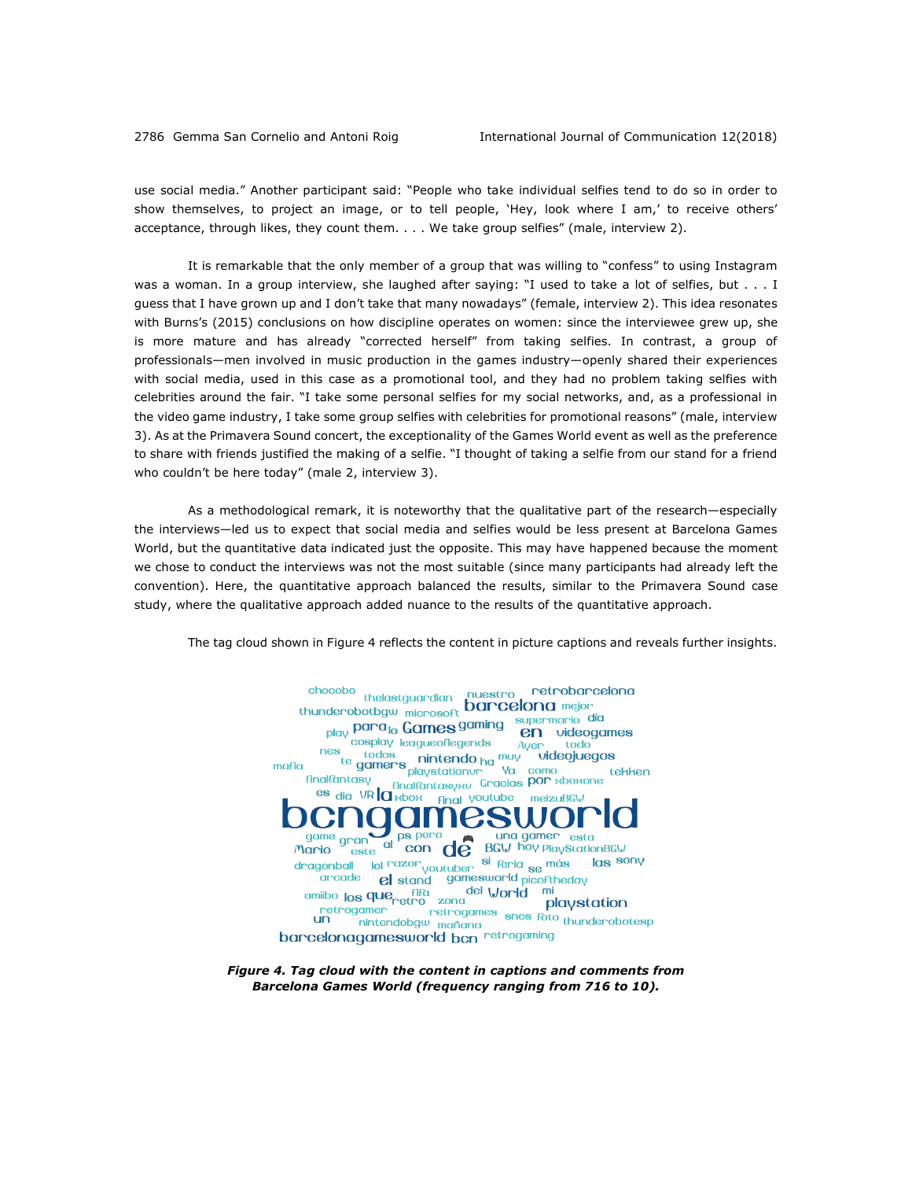use social media." Another participant said: "People who take individual selfies tend to do so in order to show themselves, to project an image, or to tell people, 'Hey, look where I am,' to receive others' acceptance, through likes, they count them. . . . We take group selfies" (male, interview 2).

It is remarkable that the only member of a group that was willing to "confess" to using Instagram was a woman. In a group interview, she laughed after saying: "I used to take a lot of selfies, but . . . I guess that I have grown up and I don't take that many nowadays" (female, interview 2). This idea resonates with Burns's (2015) conclusions on how discipline operates on women: since the interviewee grew up, she is more mature and has already "corrected herself" from taking selfies. In contrast, a group of professionals—men involved in music production in the games industry—openly shared their experiences with social media, used in this case as a promotional tool, and they had no problem taking selfies with celebrities around the fair. "I take some personal selfies for my social networks, and, as a professional in the video game industry, I take some group selfies with celebrities for promotional reasons" (male, interview 3). As at the Primavera Sound concert, the exceptionality of the Games World event as well as the preference to share with friends justified the making of a selfie. "I thought of taking a selfie from our stand for a friend who couldn't be here today" (male 2, interview 3).

As a methodological remark, it is noteworthy that the qualitative part of the research—especially the interviews—led us to expect that social media and selfies would be less present at Barcelona Games World, but the quantitative data indicated just the opposite. This may have happened because the moment we chose to conduct the interviews was not the most suitable (since many participants had already left the convention). Here, the quantitative approach balanced the results, similar to the Primavera Sound case study, where the qualitative approach added nuance to the results of the quantitative approach.

The tag cloud shown in Figure 4 reflects the content in picture captions and reveals further insights.

chocobo thelastguardian nuestro retrobarcelona thunderobotbgw microsoft barcelona mejor play para lo Games gaming supermario día en videogames cosplay leagueoflegends Ayer todo nes todos te gamers nintendo ha muy videojuegos mafia playstationvr Ya como tekken finalfantasy finalfantasyxv Gracias por xboxone es dia VR la xbox final youtube meizuBGW bcngamesworld game gran ps pero una gamer esta Mario este al con de BGW hoy PlayStationBGW dragonball lol razor youtuber si feria se más las sony arcade el stand gamesworld picoftheday amiibo los que retro fifa zona del World mi playstation retrogamer retrogames un nintendobgw mañana snes foto thunderobotesp barcelonagamesworld bcn retrogaming

***Figure 4. Tag cloud with the content in captions and comments from Barcelona Games World (frequency ranging from 716 to 10).***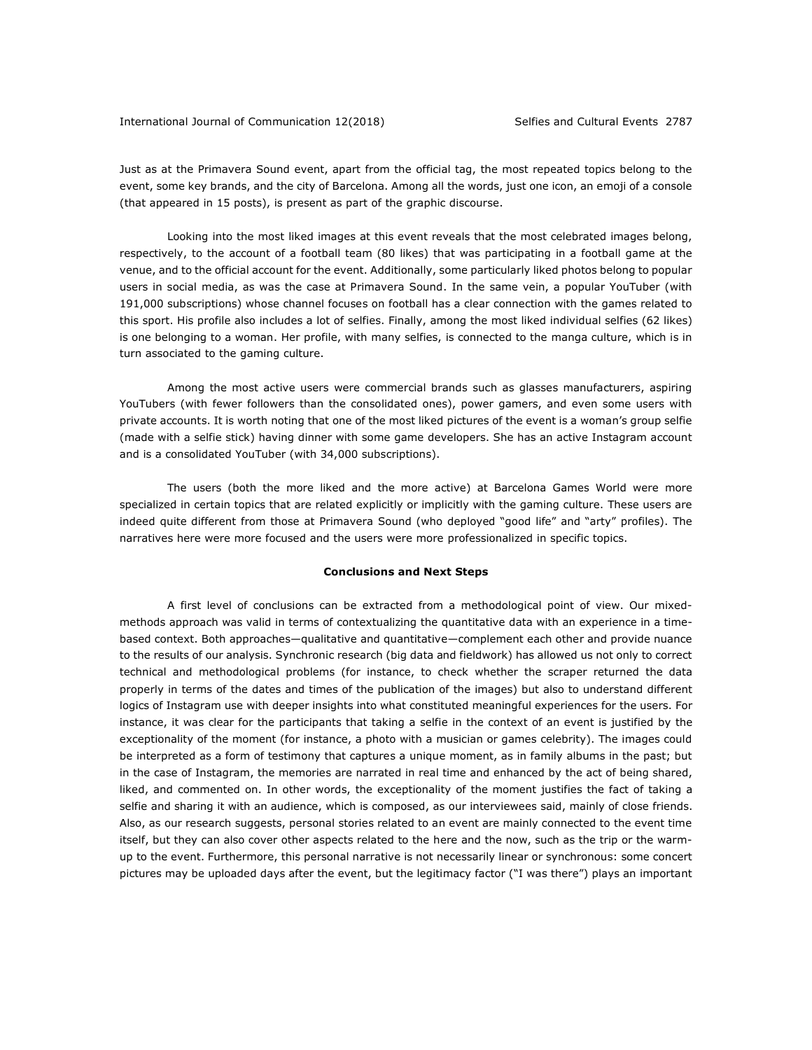Just as at the Primavera Sound event, apart from the official tag, the most repeated topics belong to the event, some key brands, and the city of Barcelona. Among all the words, just one icon, an emoji of a console (that appeared in 15 posts), is present as part of the graphic discourse.

Looking into the most liked images at this event reveals that the most celebrated images belong, respectively, to the account of a football team (80 likes) that was participating in a football game at the venue, and to the official account for the event. Additionally, some particularly liked photos belong to popular users in social media, as was the case at Primavera Sound. In the same vein, a popular YouTuber (with 191,000 subscriptions) whose channel focuses on football has a clear connection with the games related to this sport. His profile also includes a lot of selfies. Finally, among the most liked individual selfies (62 likes) is one belonging to a woman. Her profile, with many selfies, is connected to the manga culture, which is in turn associated to the gaming culture.

Among the most active users were commercial brands such as glasses manufacturers, aspiring YouTubers (with fewer followers than the consolidated ones), power gamers, and even some users with private accounts. It is worth noting that one of the most liked pictures of the event is a woman's group selfie (made with a selfie stick) having dinner with some game developers. She has an active Instagram account and is a consolidated YouTuber (with 34,000 subscriptions).

The users (both the more liked and the more active) at Barcelona Games World were more specialized in certain topics that are related explicitly or implicitly with the gaming culture. These users are indeed quite different from those at Primavera Sound (who deployed "good life" and "arty" profiles). The narratives here were more focused and the users were more professionalized in specific topics.

## Conclusions and Next Steps

A first level of conclusions can be extracted from a methodological point of view. Our mixed-methods approach was valid in terms of contextualizing the quantitative data with an experience in a time-based context. Both approaches—qualitative and quantitative—complement each other and provide nuance to the results of our analysis. Synchronic research (big data and fieldwork) has allowed us not only to correct technical and methodological problems (for instance, to check whether the scraper returned the data properly in terms of the dates and times of the publication of the images) but also to understand different logics of Instagram use with deeper insights into what constituted meaningful experiences for the users. For instance, it was clear for the participants that taking a selfie in the context of an event is justified by the exceptionality of the moment (for instance, a photo with a musician or games celebrity). The images could be interpreted as a form of testimony that captures a unique moment, as in family albums in the past; but in the case of Instagram, the memories are narrated in real time and enhanced by the act of being shared, liked, and commented on. In other words, the exceptionality of the moment justifies the fact of taking a selfie and sharing it with an audience, which is composed, as our interviewees said, mainly of close friends. Also, as our research suggests, personal stories related to an event are mainly connected to the event time itself, but they can also cover other aspects related to the here and the now, such as the trip or the warm-up to the event. Furthermore, this personal narrative is not necessarily linear or synchronous: some concert pictures may be uploaded days after the event, but the legitimacy factor ("I was there") plays an important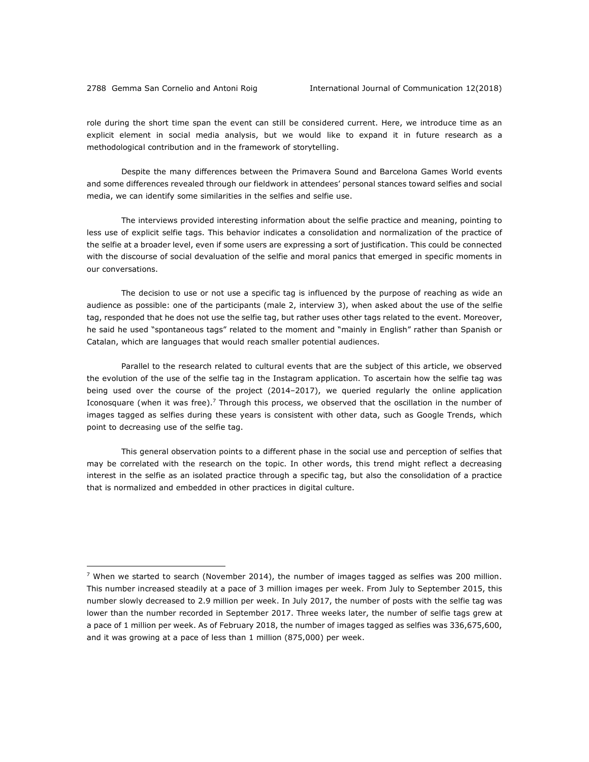role during the short time span the event can still be considered current. Here, we introduce time as an explicit element in social media analysis, but we would like to expand it in future research as a methodological contribution and in the framework of storytelling.

Despite the many differences between the Primavera Sound and Barcelona Games World events and some differences revealed through our fieldwork in attendees' personal stances toward selfies and social media, we can identify some similarities in the selfies and selfie use.

The interviews provided interesting information about the selfie practice and meaning, pointing to less use of explicit selfie tags. This behavior indicates a consolidation and normalization of the practice of the selfie at a broader level, even if some users are expressing a sort of justification. This could be connected with the discourse of social devaluation of the selfie and moral panics that emerged in specific moments in our conversations.

The decision to use or not use a specific tag is influenced by the purpose of reaching as wide an audience as possible: one of the participants (male 2, interview 3), when asked about the use of the selfie tag, responded that he does not use the selfie tag, but rather uses other tags related to the event. Moreover, he said he used "spontaneous tags" related to the moment and "mainly in English" rather than Spanish or Catalan, which are languages that would reach smaller potential audiences.

Parallel to the research related to cultural events that are the subject of this article, we observed the evolution of the use of the selfie tag in the Instagram application. To ascertain how the selfie tag was being used over the course of the project (2014–2017), we queried regularly the online application Iconosquare (when it was free).[7] Through this process, we observed that the oscillation in the number of images tagged as selfies during these years is consistent with other data, such as Google Trends, which point to decreasing use of the selfie tag.

This general observation points to a different phase in the social use and perception of selfies that may be correlated with the research on the topic. In other words, this trend might reflect a decreasing interest in the selfie as an isolated practice through a specific tag, but also the consolidation of a practice that is normalized and embedded in other practices in digital culture.

---

[7] When we started to search (November 2014), the number of images tagged as selfies was 200 million. This number increased steadily at a pace of 3 million images per week. From July to September 2015, this number slowly decreased to 2.9 million per week. In July 2017, the number of posts with the selfie tag was lower than the number recorded in September 2017. Three weeks later, the number of selfie tags grew at a pace of 1 million per week. As of February 2018, the number of images tagged as selfies was 336,675,600, and it was growing at a pace of less than 1 million (875,000) per week.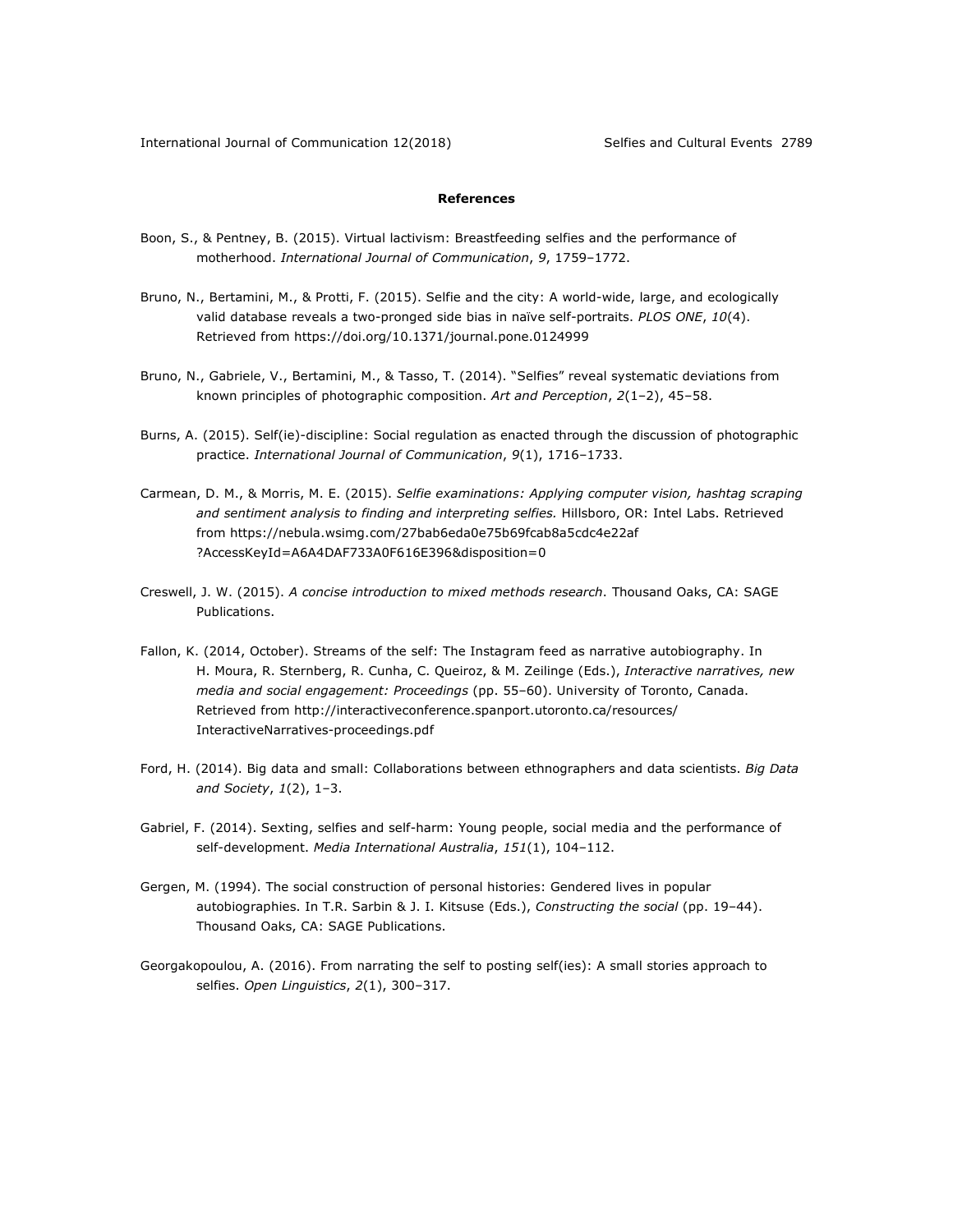## References

Boon, S., & Pentney, B. (2015). Virtual lactivism: Breastfeeding selfies and the performance of motherhood. *International Journal of Communication*, *9*, 1759–1772.

Bruno, N., Bertamini, M., & Protti, F. (2015). Selfie and the city: A world-wide, large, and ecologically valid database reveals a two-pronged side bias in naïve self-portraits. *PLOS ONE*, *10*(4). Retrieved from https://doi.org/10.1371/journal.pone.0124999

Bruno, N., Gabriele, V., Bertamini, M., & Tasso, T. (2014). "Selfies" reveal systematic deviations from known principles of photographic composition. *Art and Perception*, *2*(1–2), 45–58.

Burns, A. (2015). Self(ie)-discipline: Social regulation as enacted through the discussion of photographic practice. *International Journal of Communication*, *9*(1), 1716–1733.

Carmean, D. M., & Morris, M. E. (2015). *Selfie examinations: Applying computer vision, hashtag scraping and sentiment analysis to finding and interpreting selfies.* Hillsboro, OR: Intel Labs. Retrieved from https://nebula.wsimg.com/27bab6eda0e75b69fcab8a5cdc4e22af ?AccessKeyId=A6A4DAF733A0F616E396&disposition=0

Creswell, J. W. (2015). *A concise introduction to mixed methods research*. Thousand Oaks, CA: SAGE Publications.

Fallon, K. (2014, October). Streams of the self: The Instagram feed as narrative autobiography. In H. Moura, R. Sternberg, R. Cunha, C. Queiroz, & M. Zeilinge (Eds.), *Interactive narratives, new media and social engagement: Proceedings* (pp. 55–60). University of Toronto, Canada. Retrieved from http://interactiveconference.spanport.utoronto.ca/resources/ InteractiveNarratives-proceedings.pdf

Ford, H. (2014). Big data and small: Collaborations between ethnographers and data scientists. *Big Data and Society*, *1*(2), 1–3.

Gabriel, F. (2014). Sexting, selfies and self-harm: Young people, social media and the performance of self-development. *Media International Australia*, *151*(1), 104–112.

Gergen, M. (1994). The social construction of personal histories: Gendered lives in popular autobiographies. In T.R. Sarbin & J. I. Kitsuse (Eds.), *Constructing the social* (pp. 19–44). Thousand Oaks, CA: SAGE Publications.

Georgakopoulou, A. (2016). From narrating the self to posting self(ies): A small stories approach to selfies. *Open Linguistics*, *2*(1), 300–317.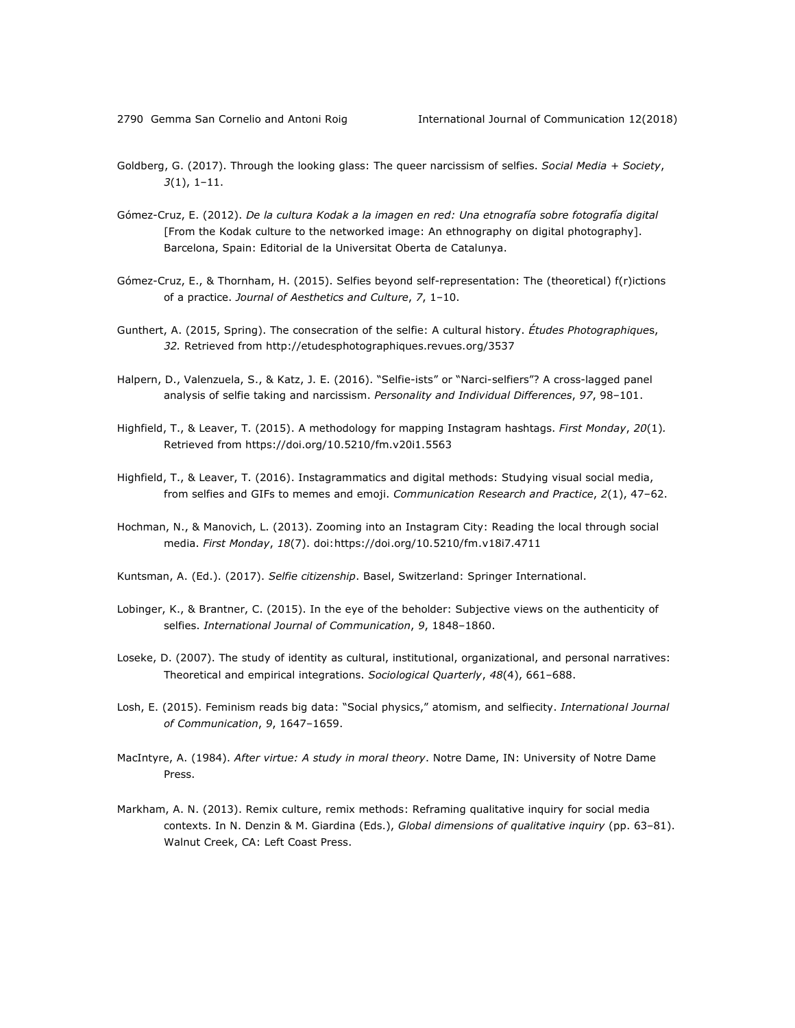Goldberg, G. (2017). Through the looking glass: The queer narcissism of selfies. *Social Media + Society*, *3*(1), 1–11.

Gómez-Cruz, E. (2012). *De la cultura Kodak a la imagen en red: Una etnografía sobre fotografía digital* [From the Kodak culture to the networked image: An ethnography on digital photography]. Barcelona, Spain: Editorial de la Universitat Oberta de Catalunya.

Gómez-Cruz, E., & Thornham, H. (2015). Selfies beyond self-representation: The (theoretical) f(r)ictions of a practice. *Journal of Aesthetics and Culture*, *7*, 1–10.

Gunthert, A. (2015, Spring). The consecration of the selfie: A cultural history. *Études Photographiques*, *32.* Retrieved from http://etudesphotographiques.revues.org/3537

Halpern, D., Valenzuela, S., & Katz, J. E. (2016). "Selfie-ists" or "Narci-selfiers"? A cross-lagged panel analysis of selfie taking and narcissism. *Personality and Individual Differences*, *97*, 98–101.

Highfield, T., & Leaver, T. (2015). A methodology for mapping Instagram hashtags. *First Monday*, *20*(1). Retrieved from https://doi.org/10.5210/fm.v20i1.5563

Highfield, T., & Leaver, T. (2016). Instagrammatics and digital methods: Studying visual social media, from selfies and GIFs to memes and emoji. *Communication Research and Practice*, *2*(1), 47–62.

Hochman, N., & Manovich, L. (2013). Zooming into an Instagram City: Reading the local through social media. *First Monday*, *18*(7). doi:https://doi.org/10.5210/fm.v18i7.4711

Kuntsman, A. (Ed.). (2017). *Selfie citizenship*. Basel, Switzerland: Springer International.

Lobinger, K., & Brantner, C. (2015). In the eye of the beholder: Subjective views on the authenticity of selfies. *International Journal of Communication*, *9*, 1848–1860.

Loseke, D. (2007). The study of identity as cultural, institutional, organizational, and personal narratives: Theoretical and empirical integrations. *Sociological Quarterly*, *48*(4), 661–688.

Losh, E. (2015). Feminism reads big data: "Social physics," atomism, and selfiecity. *International Journal of Communication*, *9*, 1647–1659.

MacIntyre, A. (1984). *After virtue: A study in moral theory*. Notre Dame, IN: University of Notre Dame Press.

Markham, A. N. (2013). Remix culture, remix methods: Reframing qualitative inquiry for social media contexts. In N. Denzin & M. Giardina (Eds.), *Global dimensions of qualitative inquiry* (pp. 63–81). Walnut Creek, CA: Left Coast Press.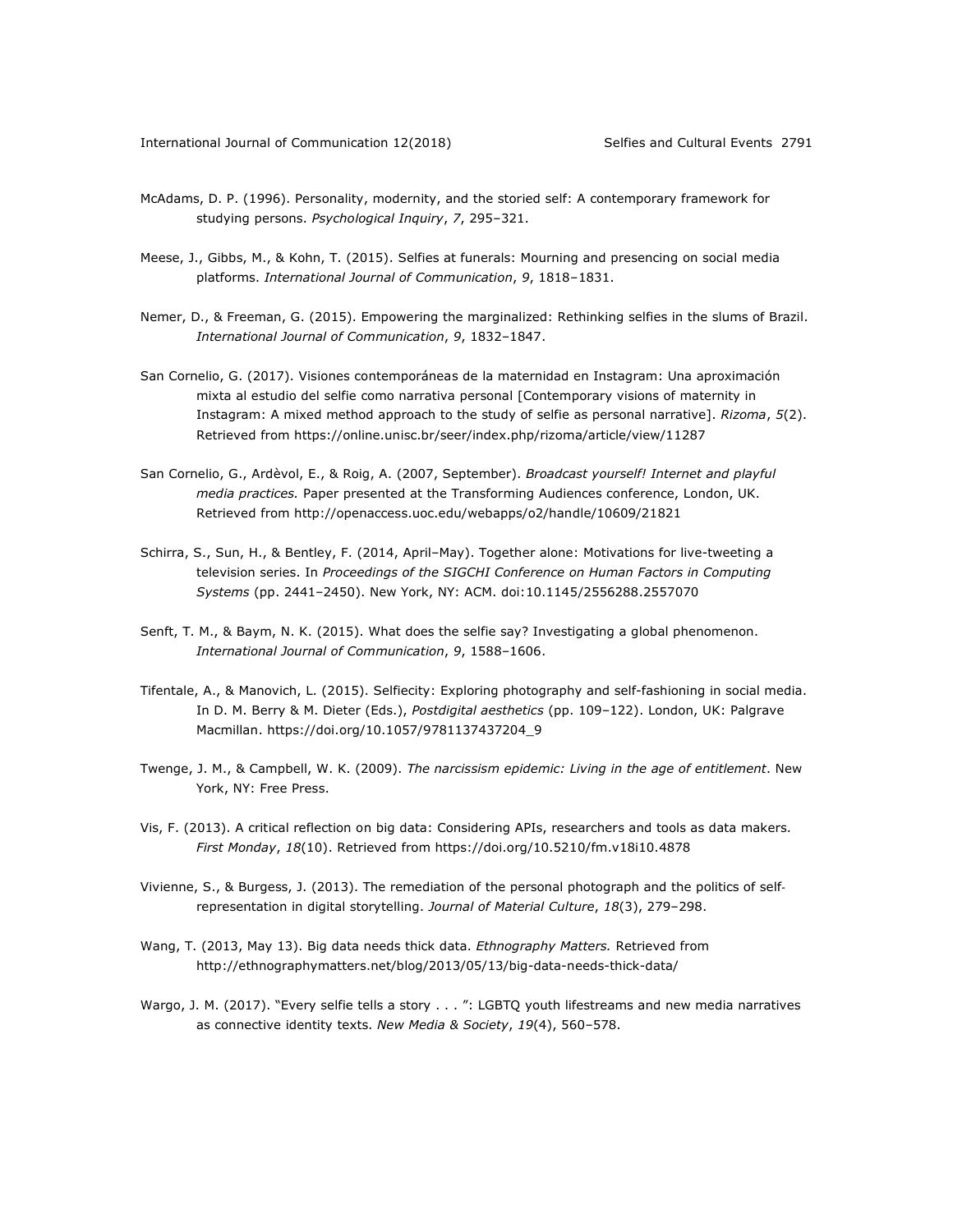McAdams, D. P. (1996). Personality, modernity, and the storied self: A contemporary framework for studying persons. *Psychological Inquiry*, *7*, 295–321.

Meese, J., Gibbs, M., & Kohn, T. (2015). Selfies at funerals: Mourning and presencing on social media platforms. *International Journal of Communication*, *9*, 1818–1831.

Nemer, D., & Freeman, G. (2015). Empowering the marginalized: Rethinking selfies in the slums of Brazil. *International Journal of Communication*, *9*, 1832–1847.

San Cornelio, G. (2017). Visiones contemporáneas de la maternidad en Instagram: Una aproximación mixta al estudio del selfie como narrativa personal [Contemporary visions of maternity in Instagram: A mixed method approach to the study of selfie as personal narrative]. *Rizoma*, *5*(2). Retrieved from https://online.unisc.br/seer/index.php/rizoma/article/view/11287

San Cornelio, G., Ardèvol, E., & Roig, A. (2007, September). *Broadcast yourself! Internet and playful media practices.* Paper presented at the Transforming Audiences conference, London, UK. Retrieved from http://openaccess.uoc.edu/webapps/o2/handle/10609/21821

Schirra, S., Sun, H., & Bentley, F. (2014, April–May). Together alone: Motivations for live-tweeting a television series. In *Proceedings of the SIGCHI Conference on Human Factors in Computing Systems* (pp. 2441–2450). New York, NY: ACM. doi:10.1145/2556288.2557070

Senft, T. M., & Baym, N. K. (2015). What does the selfie say? Investigating a global phenomenon. *International Journal of Communication*, *9*, 1588–1606.

Tifentale, A., & Manovich, L. (2015). Selfiecity: Exploring photography and self-fashioning in social media. In D. M. Berry & M. Dieter (Eds.), *Postdigital aesthetics* (pp. 109–122). London, UK: Palgrave Macmillan. https://doi.org/10.1057/9781137437204_9

Twenge, J. M., & Campbell, W. K. (2009). *The narcissism epidemic: Living in the age of entitlement*. New York, NY: Free Press.

Vis, F. (2013). A critical reflection on big data: Considering APIs, researchers and tools as data makers. *First Monday*, *18*(10). Retrieved from https://doi.org/10.5210/fm.v18i10.4878

Vivienne, S., & Burgess, J. (2013). The remediation of the personal photograph and the politics of self-representation in digital storytelling. *Journal of Material Culture*, *18*(3), 279–298.

Wang, T. (2013, May 13). Big data needs thick data. *Ethnography Matters.* Retrieved from http://ethnographymatters.net/blog/2013/05/13/big-data-needs-thick-data/

Wargo, J. M. (2017). "Every selfie tells a story . . . ": LGBTQ youth lifestreams and new media narratives as connective identity texts. *New Media & Society*, *19*(4), 560–578.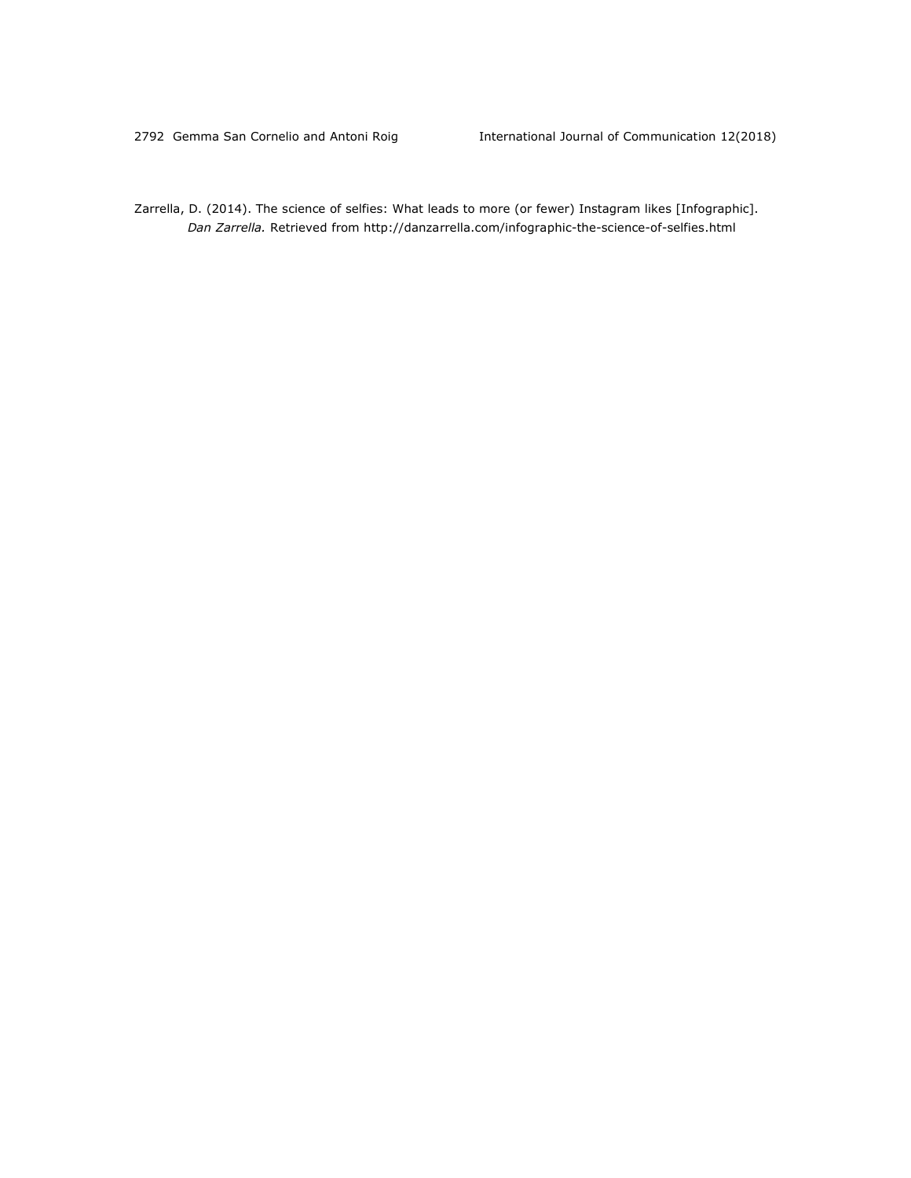Zarrella, D. (2014). The science of selfies: What leads to more (or fewer) Instagram likes [Infographic]. *Dan Zarrella.* Retrieved from http://danzarrella.com/infographic-the-science-of-selfies.html